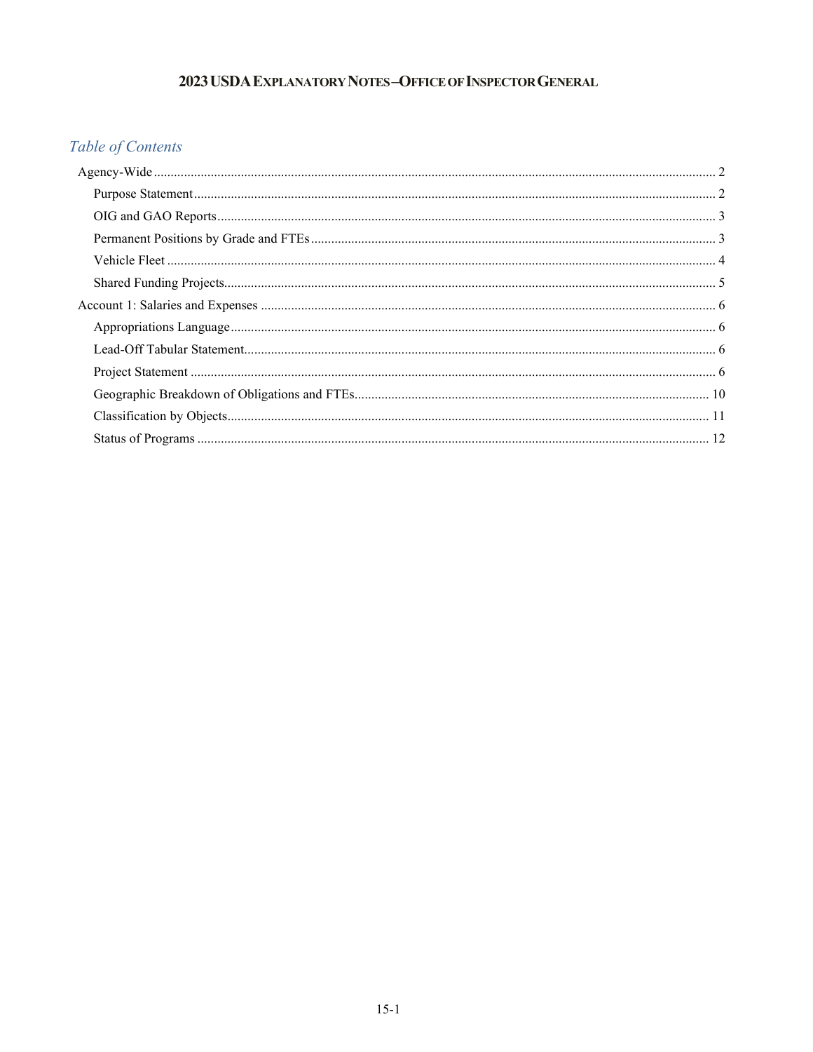# 2023 USDA Explanatory Notes – Office of Inspector General

## *Table of Contents*

- Agency-Wide ..... 2
  - Purpose Statement ..... 2
  - OIG and GAO Reports ..... 3
  - Permanent Positions by Grade and FTEs ..... 3
  - Vehicle Fleet ..... 4
  - Shared Funding Projects ..... 5
- Account 1: Salaries and Expenses ..... 6
  - Appropriations Language ..... 6
  - Lead-Off Tabular Statement ..... 6
  - Project Statement ..... 6
  - Geographic Breakdown of Obligations and FTEs ..... 10
  - Classification by Objects ..... 11
  - Status of Programs ..... 12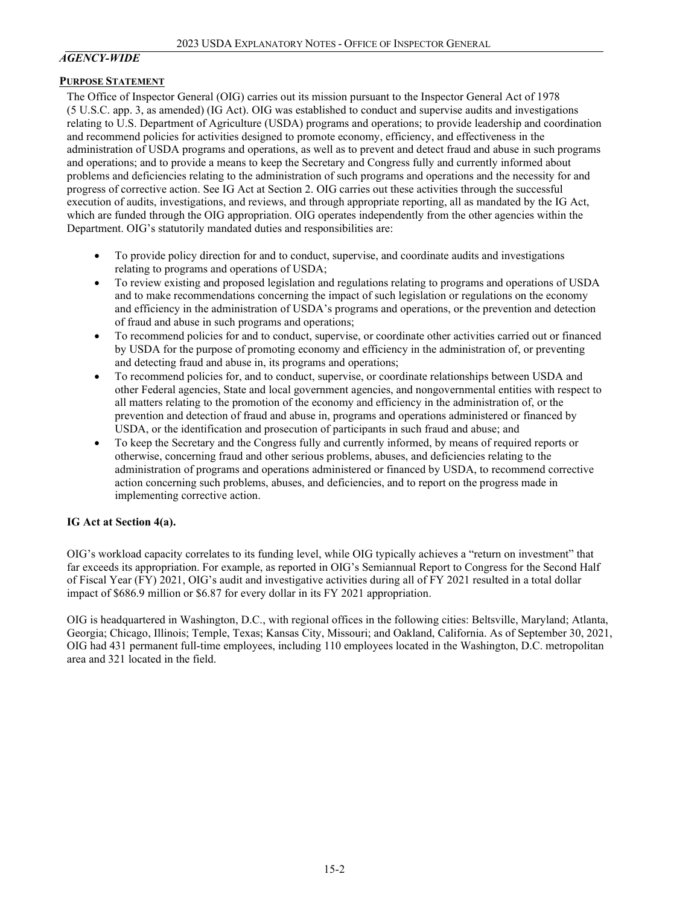## *AGENCY-WIDE*

### PURPOSE STATEMENT

The Office of Inspector General (OIG) carries out its mission pursuant to the Inspector General Act of 1978 (5 U.S.C. app. 3, as amended) (IG Act). OIG was established to conduct and supervise audits and investigations relating to U.S. Department of Agriculture (USDA) programs and operations; to provide leadership and coordination and recommend policies for activities designed to promote economy, efficiency, and effectiveness in the administration of USDA programs and operations, as well as to prevent and detect fraud and abuse in such programs and operations; and to provide a means to keep the Secretary and Congress fully and currently informed about problems and deficiencies relating to the administration of such programs and operations and the necessity for and progress of corrective action. See IG Act at Section 2. OIG carries out these activities through the successful execution of audits, investigations, and reviews, and through appropriate reporting, all as mandated by the IG Act, which are funded through the OIG appropriation. OIG operates independently from the other agencies within the Department. OIG's statutorily mandated duties and responsibilities are:

- To provide policy direction for and to conduct, supervise, and coordinate audits and investigations relating to programs and operations of USDA;
- To review existing and proposed legislation and regulations relating to programs and operations of USDA and to make recommendations concerning the impact of such legislation or regulations on the economy and efficiency in the administration of USDA's programs and operations, or the prevention and detection of fraud and abuse in such programs and operations;
- To recommend policies for and to conduct, supervise, or coordinate other activities carried out or financed by USDA for the purpose of promoting economy and efficiency in the administration of, or preventing and detecting fraud and abuse in, its programs and operations;
- To recommend policies for, and to conduct, supervise, or coordinate relationships between USDA and other Federal agencies, State and local government agencies, and nongovernmental entities with respect to all matters relating to the promotion of the economy and efficiency in the administration of, or the prevention and detection of fraud and abuse in, programs and operations administered or financed by USDA, or the identification and prosecution of participants in such fraud and abuse; and
- To keep the Secretary and the Congress fully and currently informed, by means of required reports or otherwise, concerning fraud and other serious problems, abuses, and deficiencies relating to the administration of programs and operations administered or financed by USDA, to recommend corrective action concerning such problems, abuses, and deficiencies, and to report on the progress made in implementing corrective action.

**IG Act at Section 4(a).**

OIG's workload capacity correlates to its funding level, while OIG typically achieves a "return on investment" that far exceeds its appropriation. For example, as reported in OIG's Semiannual Report to Congress for the Second Half of Fiscal Year (FY) 2021, OIG's audit and investigative activities during all of FY 2021 resulted in a total dollar impact of $686.9 million or $6.87 for every dollar in its FY 2021 appropriation.

OIG is headquartered in Washington, D.C., with regional offices in the following cities: Beltsville, Maryland; Atlanta, Georgia; Chicago, Illinois; Temple, Texas; Kansas City, Missouri; and Oakland, California. As of September 30, 2021, OIG had 431 permanent full-time employees, including 110 employees located in the Washington, D.C. metropolitan area and 321 located in the field.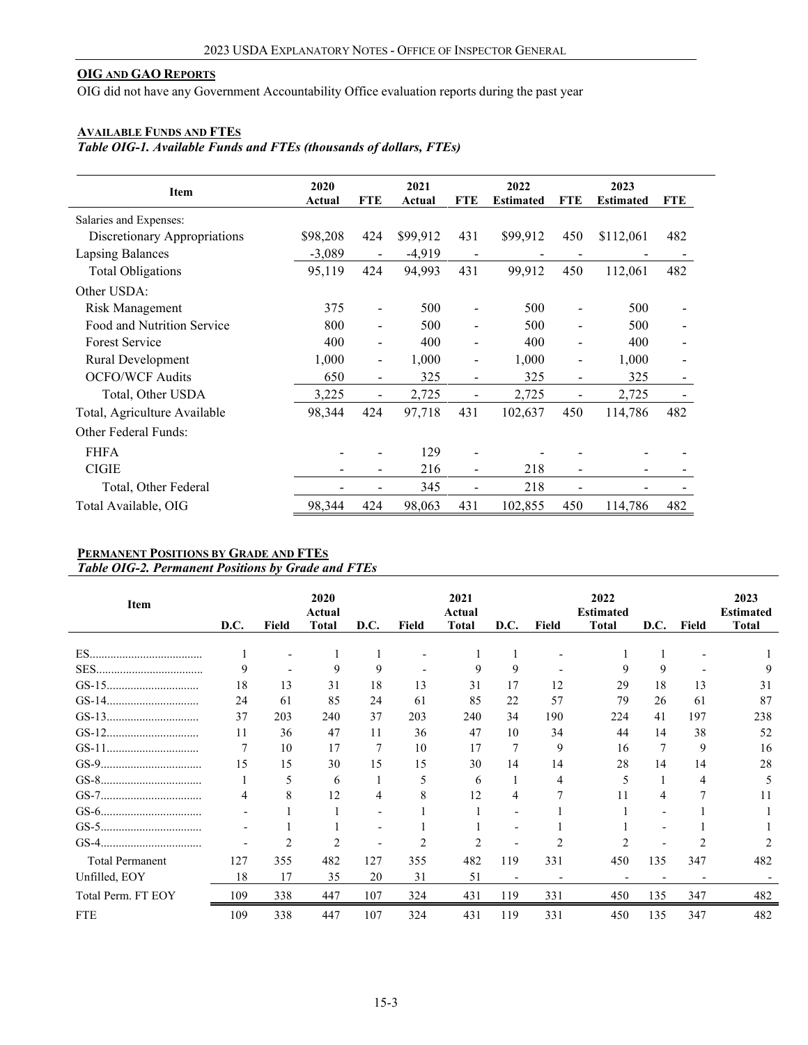## OIG AND GAO REPORTS

OIG did not have any Government Accountability Office evaluation reports during the past year

### AVAILABLE FUNDS AND FTES

*Table OIG-1. Available Funds and FTEs (thousands of dollars, FTEs)*

| Item | 2020 Actual | FTE | 2021 Actual | FTE | 2022 Estimated | FTE | 2023 Estimated | FTE |
|---|---|---|---|---|---|---|---|---|
| Salaries and Expenses: | | | | | | | | |
| Discretionary Appropriations | $98,208 | 424 | $99,912 | 431 | $99,912 | 450 | $112,061 | 482 |
| Lapsing Balances | -3,089 | - | -4,919 | - | - | - | - | - |
| Total Obligations | 95,119 | 424 | 94,993 | 431 | 99,912 | 450 | 112,061 | 482 |
| Other USDA: | | | | | | | | |
| Risk Management | 375 | - | 500 | - | 500 | - | 500 | - |
| Food and Nutrition Service | 800 | - | 500 | - | 500 | - | 500 | - |
| Forest Service | 400 | - | 400 | - | 400 | - | 400 | - |
| Rural Development | 1,000 | - | 1,000 | - | 1,000 | - | 1,000 | - |
| OCFO/WCF Audits | 650 | - | 325 | - | 325 | - | 325 | - |
| Total, Other USDA | 3,225 | - | 2,725 | - | 2,725 | - | 2,725 | - |
| Total, Agriculture Available | 98,344 | 424 | 97,718 | 431 | 102,637 | 450 | 114,786 | 482 |
| Other Federal Funds: | | | | | | | | |
| FHFA | - | - | 129 | - | - | - | - | - |
| CIGIE | - | - | 216 | - | 218 | - | - | - |
| Total, Other Federal | - | - | 345 | - | 218 | - | - | - |
| Total Available, OIG | 98,344 | 424 | 98,063 | 431 | 102,855 | 450 | 114,786 | 482 |

### PERMANENT POSITIONS BY GRADE AND FTES

*Table OIG-2. Permanent Positions by Grade and FTEs*

| Item | D.C. | Field | 2020 Actual Total | D.C. | Field | 2021 Actual Total | D.C. | Field | 2022 Estimated Total | D.C. | Field | 2023 Estimated Total |
|---|---|---|---|---|---|---|---|---|---|---|---|---|
| ES | 1 | - | 1 | 1 | - | 1 | 1 | - | 1 | 1 | - | 1 |
| SES | 9 | - | 9 | 9 | - | 9 | 9 | - | 9 | 9 | - | 9 |
| GS-15 | 18 | 13 | 31 | 18 | 13 | 31 | 17 | 12 | 29 | 18 | 13 | 31 |
| GS-14 | 24 | 61 | 85 | 24 | 61 | 85 | 22 | 57 | 79 | 26 | 61 | 87 |
| GS-13 | 37 | 203 | 240 | 37 | 203 | 240 | 34 | 190 | 224 | 41 | 197 | 238 |
| GS-12 | 11 | 36 | 47 | 11 | 36 | 47 | 10 | 34 | 44 | 14 | 38 | 52 |
| GS-11 | 7 | 10 | 17 | 7 | 10 | 17 | 7 | 9 | 16 | 7 | 9 | 16 |
| GS-9 | 15 | 15 | 30 | 15 | 15 | 30 | 14 | 14 | 28 | 14 | 14 | 28 |
| GS-8 | 1 | 5 | 6 | 1 | 5 | 6 | 1 | 4 | 5 | 1 | 4 | 5 |
| GS-7 | 4 | 8 | 12 | 4 | 8 | 12 | 4 | 7 | 11 | 4 | 7 | 11 |
| GS-6 | - | 1 | 1 | - | 1 | 1 | - | 1 | 1 | - | 1 | 1 |
| GS-5 | - | 1 | 1 | - | 1 | 1 | - | 1 | 1 | - | 1 | 1 |
| GS-4 | - | 2 | 2 | - | 2 | 2 | - | 2 | 2 | - | 2 | 2 |
| Total Permanent | 127 | 355 | 482 | 127 | 355 | 482 | 119 | 331 | 450 | 135 | 347 | 482 |
| Unfilled, EOY | 18 | 17 | 35 | 20 | 31 | 51 | - | - | - | - | - | - |
| Total Perm. FT EOY | 109 | 338 | 447 | 107 | 324 | 431 | 119 | 331 | 450 | 135 | 347 | 482 |
| FTE | 109 | 338 | 447 | 107 | 324 | 431 | 119 | 331 | 450 | 135 | 347 | 482 |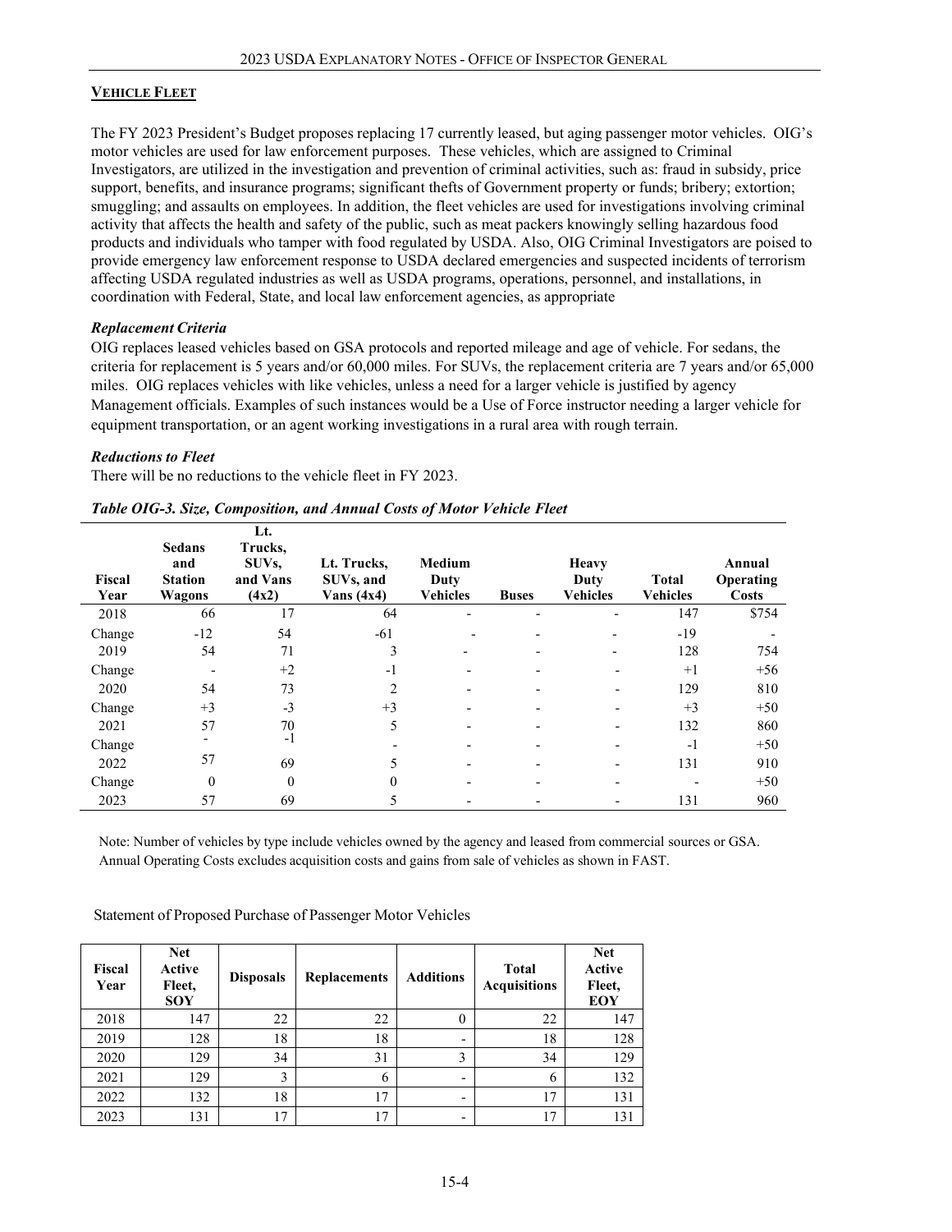## VEHICLE FLEET

The FY 2023 President's Budget proposes replacing 17 currently leased, but aging passenger motor vehicles. OIG's motor vehicles are used for law enforcement purposes. These vehicles, which are assigned to Criminal Investigators, are utilized in the investigation and prevention of criminal activities, such as: fraud in subsidy, price support, benefits, and insurance programs; significant thefts of Government property or funds; bribery; extortion; smuggling; and assaults on employees. In addition, the fleet vehicles are used for investigations involving criminal activity that affects the health and safety of the public, such as meat packers knowingly selling hazardous food products and individuals who tamper with food regulated by USDA. Also, OIG Criminal Investigators are poised to provide emergency law enforcement response to USDA declared emergencies and suspected incidents of terrorism affecting USDA regulated industries as well as USDA programs, operations, personnel, and installations, in coordination with Federal, State, and local law enforcement agencies, as appropriate

### *Replacement Criteria*

OIG replaces leased vehicles based on GSA protocols and reported mileage and age of vehicle. For sedans, the criteria for replacement is 5 years and/or 60,000 miles. For SUVs, the replacement criteria are 7 years and/or 65,000 miles. OIG replaces vehicles with like vehicles, unless a need for a larger vehicle is justified by agency Management officials. Examples of such instances would be a Use of Force instructor needing a larger vehicle for equipment transportation, or an agent working investigations in a rural area with rough terrain.

### *Reductions to Fleet*

There will be no reductions to the vehicle fleet in FY 2023.

*Table OIG-3. Size, Composition, and Annual Costs of Motor Vehicle Fleet*

| Fiscal Year | Sedans and Station Wagons | Lt. Trucks, SUVs, and Vans (4x2) | Lt. Trucks, SUVs, and Vans (4x4) | Medium Duty Vehicles | Buses | Heavy Duty Vehicles | Total Vehicles | Annual Operating Costs |
|---|---|---|---|---|---|---|---|---|
| 2018 | 66 | 17 | 64 | - | - | - | 147 | $754 |
| Change | -12 | 54 | -61 | - | - | - | -19 | - |
| 2019 | 54 | 71 | 3 | - | - | - | 128 | 754 |
| Change | - | +2 | -1 | - | - | - | +1 | +56 |
| 2020 | 54 | 73 | 2 | - | - | - | 129 | 810 |
| Change | +3 | -3 | +3 | - | - | - | +3 | +50 |
| 2021 | 57 | 70 | 5 | - | - | - | 132 | 860 |
| Change | - | -1 | - | - | - | - | -1 | +50 |
| 2022 | 57 | 69 | 5 | - | - | - | 131 | 910 |
| Change | 0 | 0 | 0 | - | - | - | - | +50 |
| 2023 | 57 | 69 | 5 | - | - | - | 131 | 960 |

Note: Number of vehicles by type include vehicles owned by the agency and leased from commercial sources or GSA. Annual Operating Costs excludes acquisition costs and gains from sale of vehicles as shown in FAST.

Statement of Proposed Purchase of Passenger Motor Vehicles

| Fiscal Year | Net Active Fleet, SOY | Disposals | Replacements | Additions | Total Acquisitions | Net Active Fleet, EOY |
|---|---|---|---|---|---|---|
| 2018 | 147 | 22 | 22 | 0 | 22 | 147 |
| 2019 | 128 | 18 | 18 | - | 18 | 128 |
| 2020 | 129 | 34 | 31 | 3 | 34 | 129 |
| 2021 | 129 | 3 | 6 | - | 6 | 132 |
| 2022 | 132 | 18 | 17 | - | 17 | 131 |
| 2023 | 131 | 17 | 17 | - | 17 | 131 |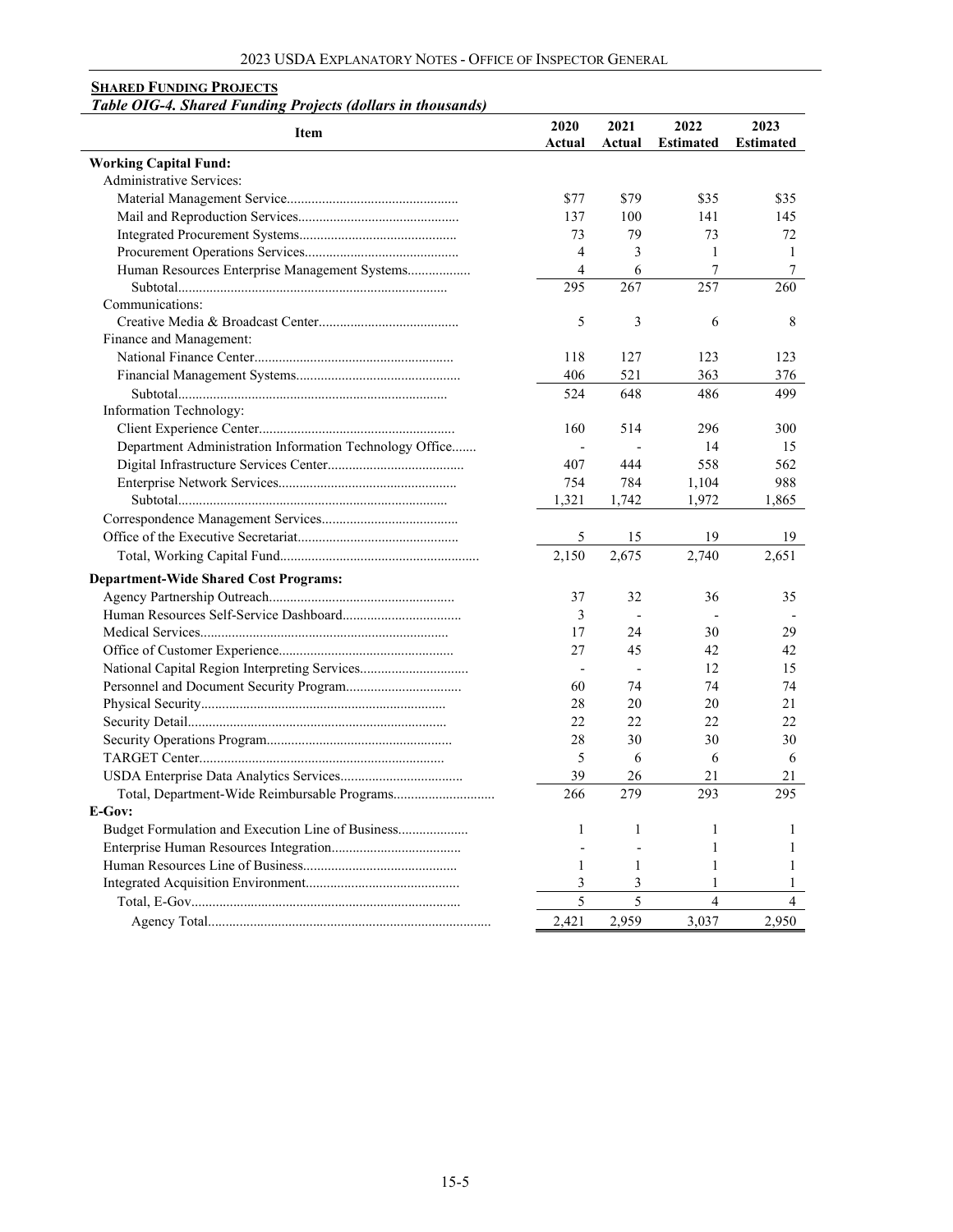**SHARED FUNDING PROJECTS**

*Table OIG-4. Shared Funding Projects (dollars in thousands)*

| Item | 2020 Actual | 2021 Actual | 2022 Estimated | 2023 Estimated |
|---|---|---|---|---|
| **Working Capital Fund:** | | | | |
| Administrative Services: | | | | |
| Material Management Service | $77 | $79 | $35 | $35 |
| Mail and Reproduction Services | 137 | 100 | 141 | 145 |
| Integrated Procurement Systems | 73 | 79 | 73 | 72 |
| Procurement Operations Services | 4 | 3 | 1 | 1 |
| Human Resources Enterprise Management Systems | 4 | 6 | 7 | 7 |
| Subtotal | 295 | 267 | 257 | 260 |
| Communications: | | | | |
| Creative Media & Broadcast Center | 5 | 3 | 6 | 8 |
| Finance and Management: | | | | |
| National Finance Center | 118 | 127 | 123 | 123 |
| Financial Management Systems | 406 | 521 | 363 | 376 |
| Subtotal | 524 | 648 | 486 | 499 |
| Information Technology: | | | | |
| Client Experience Center | 160 | 514 | 296 | 300 |
| Department Administration Information Technology Office | - | - | 14 | 15 |
| Digital Infrastructure Services Center | 407 | 444 | 558 | 562 |
| Enterprise Network Services | 754 | 784 | 1,104 | 988 |
| Subtotal | 1,321 | 1,742 | 1,972 | 1,865 |
| Correspondence Management Services | | | | |
| Office of the Executive Secretariat | 5 | 15 | 19 | 19 |
| Total, Working Capital Fund | 2,150 | 2,675 | 2,740 | 2,651 |
| **Department-Wide Shared Cost Programs:** | | | | |
| Agency Partnership Outreach | 37 | 32 | 36 | 35 |
| Human Resources Self-Service Dashboard | 3 | - | - | - |
| Medical Services | 17 | 24 | 30 | 29 |
| Office of Customer Experience | 27 | 45 | 42 | 42 |
| National Capital Region Interpreting Services | - | - | 12 | 15 |
| Personnel and Document Security Program | 60 | 74 | 74 | 74 |
| Physical Security | 28 | 20 | 20 | 21 |
| Security Detail | 22 | 22 | 22 | 22 |
| Security Operations Program | 28 | 30 | 30 | 30 |
| TARGET Center | 5 | 6 | 6 | 6 |
| USDA Enterprise Data Analytics Services | 39 | 26 | 21 | 21 |
| Total, Department-Wide Reimbursable Programs | 266 | 279 | 293 | 295 |
| **E-Gov:** | | | | |
| Budget Formulation and Execution Line of Business | 1 | 1 | 1 | 1 |
| Enterprise Human Resources Integration | - | - | 1 | 1 |
| Human Resources Line of Business | 1 | 1 | 1 | 1 |
| Integrated Acquisition Environment | 3 | 3 | 1 | 1 |
| Total, E-Gov | 5 | 5 | 4 | 4 |
| Agency Total | 2,421 | 2,959 | 3,037 | 2,950 |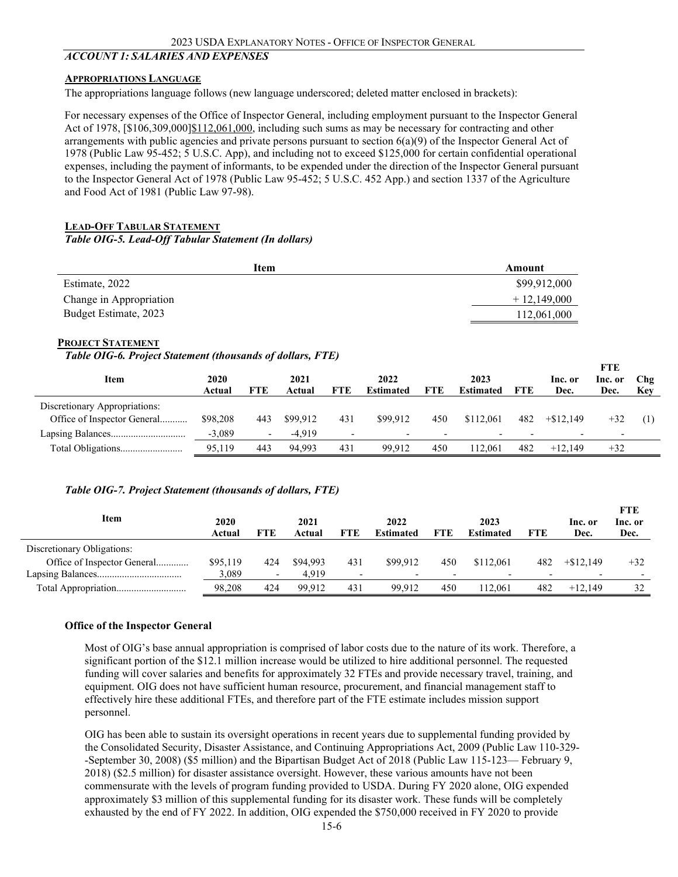## *ACCOUNT 1: SALARIES AND EXPENSES*

### APPROPRIATIONS LANGUAGE

The appropriations language follows (new language underscored; deleted matter enclosed in brackets):

For necessary expenses of the Office of Inspector General, including employment pursuant to the Inspector General Act of 1978, [$106,309,000]$112,061,000, including such sums as may be necessary for contracting and other arrangements with public agencies and private persons pursuant to section 6(a)(9) of the Inspector General Act of 1978 (Public Law 95-452; 5 U.S.C. App), and including not to exceed $125,000 for certain confidential operational expenses, including the payment of informants, to be expended under the direction of the Inspector General pursuant to the Inspector General Act of 1978 (Public Law 95-452; 5 U.S.C. 452 App.) and section 1337 of the Agriculture and Food Act of 1981 (Public Law 97-98).

### LEAD-OFF TABULAR STATEMENT

*Table OIG-5. Lead-Off Tabular Statement (In dollars)*

| Item | Amount |
|---|---|
| Estimate, 2022 | $99,912,000 |
| Change in Appropriation | + 12,149,000 |
| Budget Estimate, 2023 | 112,061,000 |

### PROJECT STATEMENT

*Table OIG-6. Project Statement (thousands of dollars, FTE)*

| Item | 2020 Actual | FTE | 2021 Actual | FTE | 2022 Estimated | FTE | 2023 Estimated | FTE | Inc. or Dec. | FTE Inc. or Dec. | Chg Key |
|---|---|---|---|---|---|---|---|---|---|---|---|
| Discretionary Appropriations: | | | | | | | | | | | |
| Office of Inspector General | $98,208 | 443 | $99,912 | 431 | $99,912 | 450 | $112,061 | 482 | +$12,149 | +32 | (1) |
| Lapsing Balances | -3,089 | - | -4,919 | - | - | - | - | - | - | - | |
| Total Obligations | 95,119 | 443 | 94,993 | 431 | 99,912 | 450 | 112,061 | 482 | +12,149 | +32 | |

*Table OIG-7. Project Statement (thousands of dollars, FTE)*

| Item | 2020 Actual | FTE | 2021 Actual | FTE | 2022 Estimated | FTE | 2023 Estimated | FTE | Inc. or Dec. | FTE Inc. or Dec. |
|---|---|---|---|---|---|---|---|---|---|---|
| Discretionary Obligations: | | | | | | | | | | |
| Office of Inspector General | $95,119 | 424 | $94,993 | 431 | $99,912 | 450 | $112,061 | 482 | +$12,149 | +32 |
| Lapsing Balances | 3,089 | - | 4,919 | - | - | - | - | - | - | - |
| Total Appropriation | 98,208 | 424 | 99,912 | 431 | 99,912 | 450 | 112,061 | 482 | +12,149 | 32 |

**Office of the Inspector General**

Most of OIG's base annual appropriation is comprised of labor costs due to the nature of its work. Therefore, a significant portion of the $12.1 million increase would be utilized to hire additional personnel. The requested funding will cover salaries and benefits for approximately 32 FTEs and provide necessary travel, training, and equipment. OIG does not have sufficient human resource, procurement, and financial management staff to effectively hire these additional FTEs, and therefore part of the FTE estimate includes mission support personnel.

OIG has been able to sustain its oversight operations in recent years due to supplemental funding provided by the Consolidated Security, Disaster Assistance, and Continuing Appropriations Act, 2009 (Public Law 110-329--September 30, 2008) ($5 million) and the Bipartisan Budget Act of 2018 (Public Law 115-123— February 9, 2018) ($2.5 million) for disaster assistance oversight. However, these various amounts have not been commensurate with the levels of program funding provided to USDA. During FY 2020 alone, OIG expended approximately $3 million of this supplemental funding for its disaster work. These funds will be completely exhausted by the end of FY 2022. In addition, OIG expended the $750,000 received in FY 2020 to provide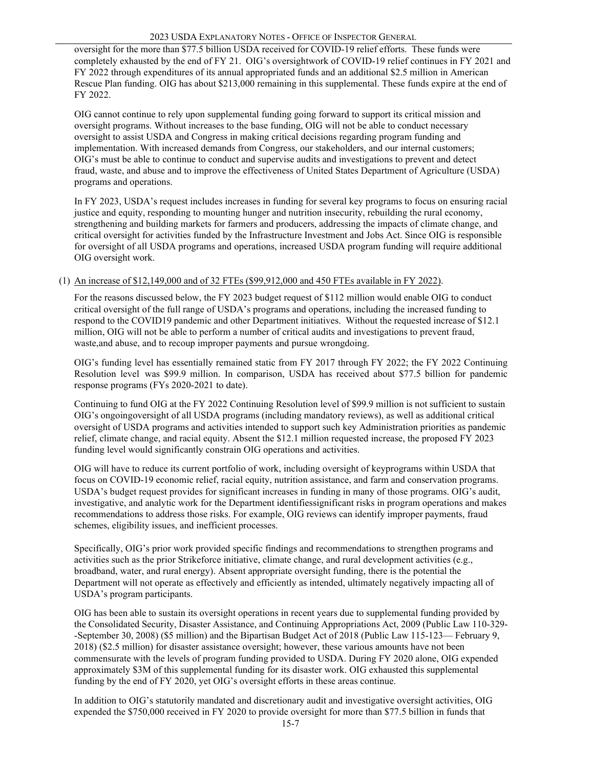oversight for the more than $77.5 billion USDA received for COVID-19 relief efforts. These funds were completely exhausted by the end of FY 21. OIG's oversightwork of COVID-19 relief continues in FY 2021 and FY 2022 through expenditures of its annual appropriated funds and an additional $2.5 million in American Rescue Plan funding. OIG has about $213,000 remaining in this supplemental. These funds expire at the end of FY 2022.

OIG cannot continue to rely upon supplemental funding going forward to support its critical mission and oversight programs. Without increases to the base funding, OIG will not be able to conduct necessary oversight to assist USDA and Congress in making critical decisions regarding program funding and implementation. With increased demands from Congress, our stakeholders, and our internal customers; OIG's must be able to continue to conduct and supervise audits and investigations to prevent and detect fraud, waste, and abuse and to improve the effectiveness of United States Department of Agriculture (USDA) programs and operations.

In FY 2023, USDA's request includes increases in funding for several key programs to focus on ensuring racial justice and equity, responding to mounting hunger and nutrition insecurity, rebuilding the rural economy, strengthening and building markets for farmers and producers, addressing the impacts of climate change, and critical oversight for activities funded by the Infrastructure Investment and Jobs Act. Since OIG is responsible for oversight of all USDA programs and operations, increased USDA program funding will require additional OIG oversight work.

(1) An increase of $12,149,000 and of 32 FTEs ($99,912,000 and 450 FTEs available in FY 2022).

For the reasons discussed below, the FY 2023 budget request of $112 million would enable OIG to conduct critical oversight of the full range of USDA's programs and operations, including the increased funding to respond to the COVID19 pandemic and other Department initiatives. Without the requested increase of $12.1 million, OIG will not be able to perform a number of critical audits and investigations to prevent fraud, waste,and abuse, and to recoup improper payments and pursue wrongdoing.

OIG's funding level has essentially remained static from FY 2017 through FY 2022; the FY 2022 Continuing Resolution level was $99.9 million. In comparison, USDA has received about $77.5 billion for pandemic response programs (FYs 2020-2021 to date).

Continuing to fund OIG at the FY 2022 Continuing Resolution level of $99.9 million is not sufficient to sustain OIG's ongoingoversight of all USDA programs (including mandatory reviews), as well as additional critical oversight of USDA programs and activities intended to support such key Administration priorities as pandemic relief, climate change, and racial equity. Absent the $12.1 million requested increase, the proposed FY 2023 funding level would significantly constrain OIG operations and activities.

OIG will have to reduce its current portfolio of work, including oversight of keyprograms within USDA that focus on COVID-19 economic relief, racial equity, nutrition assistance, and farm and conservation programs. USDA's budget request provides for significant increases in funding in many of those programs. OIG's audit, investigative, and analytic work for the Department identifiessignificant risks in program operations and makes recommendations to address those risks. For example, OIG reviews can identify improper payments, fraud schemes, eligibility issues, and inefficient processes.

Specifically, OIG's prior work provided specific findings and recommendations to strengthen programs and activities such as the prior Strikeforce initiative, climate change, and rural development activities (e.g., broadband, water, and rural energy). Absent appropriate oversight funding, there is the potential the Department will not operate as effectively and efficiently as intended, ultimately negatively impacting all of USDA's program participants.

OIG has been able to sustain its oversight operations in recent years due to supplemental funding provided by the Consolidated Security, Disaster Assistance, and Continuing Appropriations Act, 2009 (Public Law 110-329--September 30, 2008) ($5 million) and the Bipartisan Budget Act of 2018 (Public Law 115-123— February 9, 2018) ($2.5 million) for disaster assistance oversight; however, these various amounts have not been commensurate with the levels of program funding provided to USDA. During FY 2020 alone, OIG expended approximately $3M of this supplemental funding for its disaster work. OIG exhausted this supplemental funding by the end of FY 2020, yet OIG's oversight efforts in these areas continue.

In addition to OIG's statutorily mandated and discretionary audit and investigative oversight activities, OIG expended the $750,000 received in FY 2020 to provide oversight for more than $77.5 billion in funds that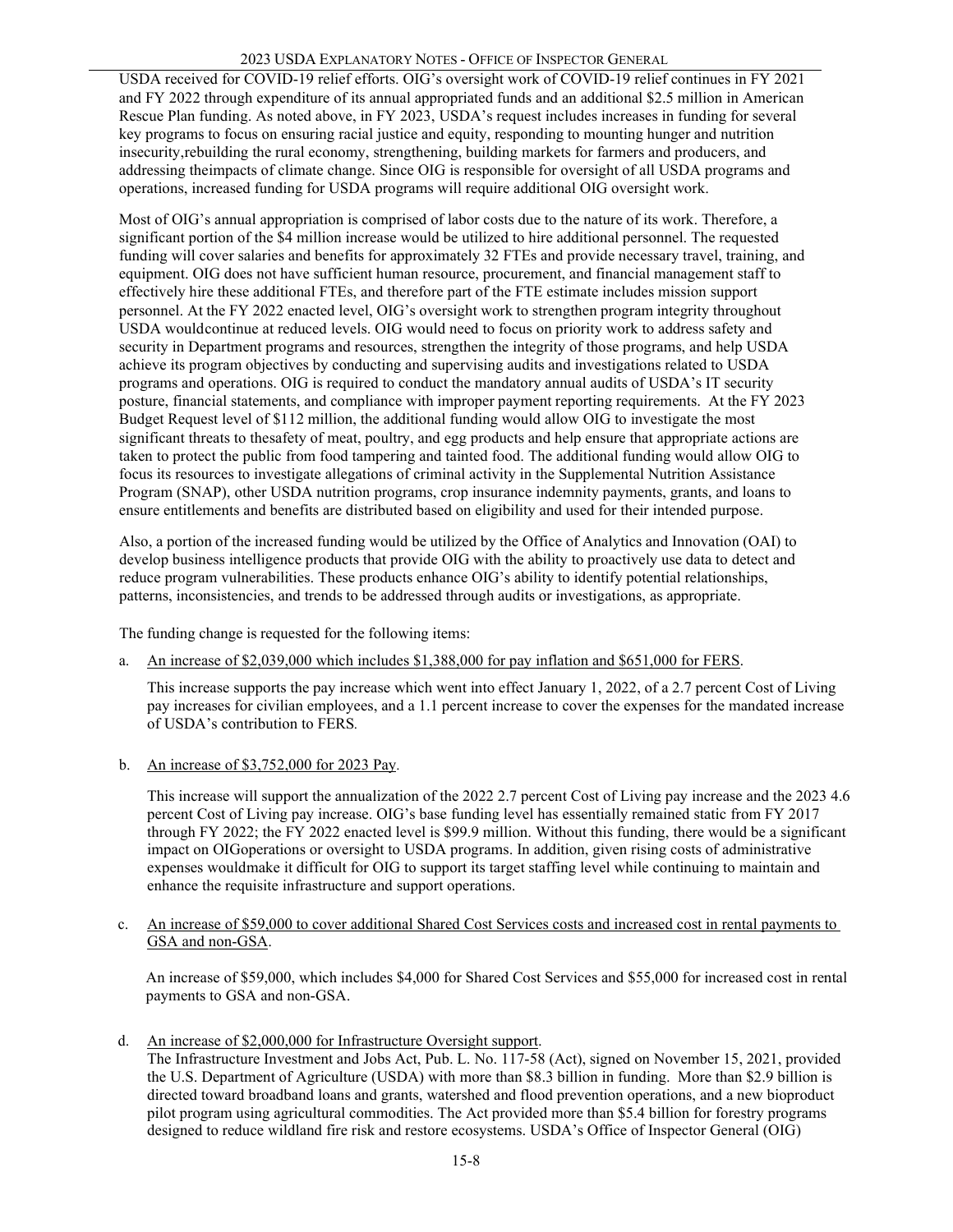USDA received for COVID-19 relief efforts. OIG's oversight work of COVID-19 relief continues in FY 2021 and FY 2022 through expenditure of its annual appropriated funds and an additional $2.5 million in American Rescue Plan funding. As noted above, in FY 2023, USDA's request includes increases in funding for several key programs to focus on ensuring racial justice and equity, responding to mounting hunger and nutrition insecurity,rebuilding the rural economy, strengthening, building markets for farmers and producers, and addressing theimpacts of climate change. Since OIG is responsible for oversight of all USDA programs and operations, increased funding for USDA programs will require additional OIG oversight work.

Most of OIG's annual appropriation is comprised of labor costs due to the nature of its work. Therefore, a significant portion of the $4 million increase would be utilized to hire additional personnel. The requested funding will cover salaries and benefits for approximately 32 FTEs and provide necessary travel, training, and equipment. OIG does not have sufficient human resource, procurement, and financial management staff to effectively hire these additional FTEs, and therefore part of the FTE estimate includes mission support personnel. At the FY 2022 enacted level, OIG's oversight work to strengthen program integrity throughout USDA wouldcontinue at reduced levels. OIG would need to focus on priority work to address safety and security in Department programs and resources, strengthen the integrity of those programs, and help USDA achieve its program objectives by conducting and supervising audits and investigations related to USDA programs and operations. OIG is required to conduct the mandatory annual audits of USDA's IT security posture, financial statements, and compliance with improper payment reporting requirements. At the FY 2023 Budget Request level of $112 million, the additional funding would allow OIG to investigate the most significant threats to thesafety of meat, poultry, and egg products and help ensure that appropriate actions are taken to protect the public from food tampering and tainted food. The additional funding would allow OIG to focus its resources to investigate allegations of criminal activity in the Supplemental Nutrition Assistance Program (SNAP), other USDA nutrition programs, crop insurance indemnity payments, grants, and loans to ensure entitlements and benefits are distributed based on eligibility and used for their intended purpose.

Also, a portion of the increased funding would be utilized by the Office of Analytics and Innovation (OAI) to develop business intelligence products that provide OIG with the ability to proactively use data to detect and reduce program vulnerabilities. These products enhance OIG's ability to identify potential relationships, patterns, inconsistencies, and trends to be addressed through audits or investigations, as appropriate.

The funding change is requested for the following items:

a. An increase of $2,039,000 which includes $1,388,000 for pay inflation and $651,000 for FERS.

   This increase supports the pay increase which went into effect January 1, 2022, of a 2.7 percent Cost of Living pay increases for civilian employees, and a 1.1 percent increase to cover the expenses for the mandated increase of USDA's contribution to FERS.

b. An increase of $3,752,000 for 2023 Pay.

   This increase will support the annualization of the 2022 2.7 percent Cost of Living pay increase and the 2023 4.6 percent Cost of Living pay increase. OIG's base funding level has essentially remained static from FY 2017 through FY 2022; the FY 2022 enacted level is $99.9 million. Without this funding, there would be a significant impact on OIGoperations or oversight to USDA programs. In addition, given rising costs of administrative expenses wouldmake it difficult for OIG to support its target staffing level while continuing to maintain and enhance the requisite infrastructure and support operations.

c. An increase of $59,000 to cover additional Shared Cost Services costs and increased cost in rental payments to GSA and non-GSA.

   An increase of $59,000, which includes $4,000 for Shared Cost Services and $55,000 for increased cost in rental payments to GSA and non-GSA.

d. An increase of $2,000,000 for Infrastructure Oversight support.

   The Infrastructure Investment and Jobs Act, Pub. L. No. 117-58 (Act), signed on November 15, 2021, provided the U.S. Department of Agriculture (USDA) with more than $8.3 billion in funding. More than $2.9 billion is directed toward broadband loans and grants, watershed and flood prevention operations, and a new bioproduct pilot program using agricultural commodities. The Act provided more than $5.4 billion for forestry programs designed to reduce wildland fire risk and restore ecosystems. USDA's Office of Inspector General (OIG)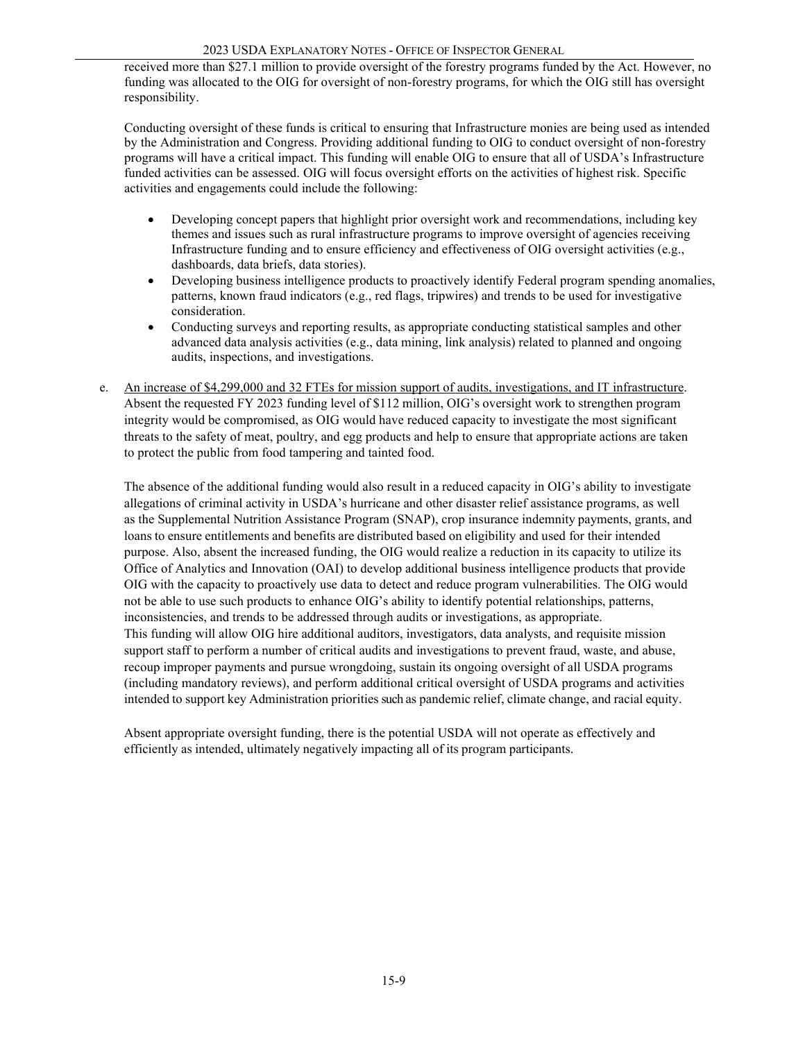received more than $27.1 million to provide oversight of the forestry programs funded by the Act. However, no funding was allocated to the OIG for oversight of non-forestry programs, for which the OIG still has oversight responsibility.

Conducting oversight of these funds is critical to ensuring that Infrastructure monies are being used as intended by the Administration and Congress. Providing additional funding to OIG to conduct oversight of non-forestry programs will have a critical impact. This funding will enable OIG to ensure that all of USDA's Infrastructure funded activities can be assessed. OIG will focus oversight efforts on the activities of highest risk. Specific activities and engagements could include the following:

- Developing concept papers that highlight prior oversight work and recommendations, including key themes and issues such as rural infrastructure programs to improve oversight of agencies receiving Infrastructure funding and to ensure efficiency and effectiveness of OIG oversight activities (e.g., dashboards, data briefs, data stories).
- Developing business intelligence products to proactively identify Federal program spending anomalies, patterns, known fraud indicators (e.g., red flags, tripwires) and trends to be used for investigative consideration.
- Conducting surveys and reporting results, as appropriate conducting statistical samples and other advanced data analysis activities (e.g., data mining, link analysis) related to planned and ongoing audits, inspections, and investigations.

e. An increase of $4,299,000 and 32 FTEs for mission support of audits, investigations, and IT infrastructure. Absent the requested FY 2023 funding level of $112 million, OIG's oversight work to strengthen program integrity would be compromised, as OIG would have reduced capacity to investigate the most significant threats to the safety of meat, poultry, and egg products and help to ensure that appropriate actions are taken to protect the public from food tampering and tainted food.

The absence of the additional funding would also result in a reduced capacity in OIG's ability to investigate allegations of criminal activity in USDA's hurricane and other disaster relief assistance programs, as well as the Supplemental Nutrition Assistance Program (SNAP), crop insurance indemnity payments, grants, and loans to ensure entitlements and benefits are distributed based on eligibility and used for their intended purpose. Also, absent the increased funding, the OIG would realize a reduction in its capacity to utilize its Office of Analytics and Innovation (OAI) to develop additional business intelligence products that provide OIG with the capacity to proactively use data to detect and reduce program vulnerabilities. The OIG would not be able to use such products to enhance OIG's ability to identify potential relationships, patterns, inconsistencies, and trends to be addressed through audits or investigations, as appropriate.
This funding will allow OIG hire additional auditors, investigators, data analysts, and requisite mission support staff to perform a number of critical audits and investigations to prevent fraud, waste, and abuse, recoup improper payments and pursue wrongdoing, sustain its ongoing oversight of all USDA programs (including mandatory reviews), and perform additional critical oversight of USDA programs and activities intended to support key Administration priorities such as pandemic relief, climate change, and racial equity.

Absent appropriate oversight funding, there is the potential USDA will not operate as effectively and efficiently as intended, ultimately negatively impacting all of its program participants.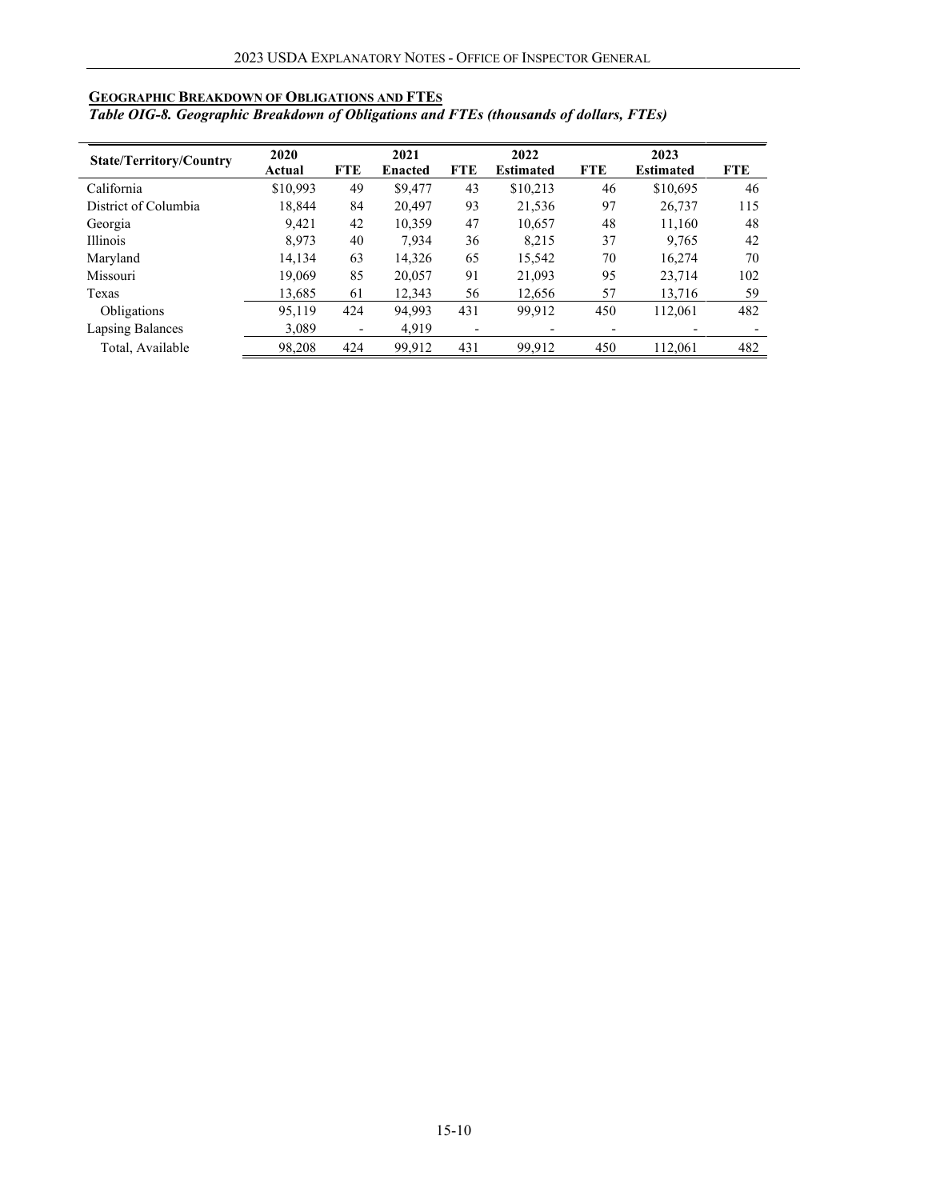## Geographic Breakdown of Obligations and FTEs

***Table OIG-8. Geographic Breakdown of Obligations and FTEs (thousands of dollars, FTEs)***

| State/Territory/Country | 2020 Actual | FTE | 2021 Enacted | FTE | 2022 Estimated | FTE | 2023 Estimated | FTE |
|---|---|---|---|---|---|---|---|---|
| California | $10,993 | 49 | $9,477 | 43 | $10,213 | 46 | $10,695 | 46 |
| District of Columbia | 18,844 | 84 | 20,497 | 93 | 21,536 | 97 | 26,737 | 115 |
| Georgia | 9,421 | 42 | 10,359 | 47 | 10,657 | 48 | 11,160 | 48 |
| Illinois | 8,973 | 40 | 7,934 | 36 | 8,215 | 37 | 9,765 | 42 |
| Maryland | 14,134 | 63 | 14,326 | 65 | 15,542 | 70 | 16,274 | 70 |
| Missouri | 19,069 | 85 | 20,057 | 91 | 21,093 | 95 | 23,714 | 102 |
| Texas | 13,685 | 61 | 12,343 | 56 | 12,656 | 57 | 13,716 | 59 |
| Obligations | 95,119 | 424 | 94,993 | 431 | 99,912 | 450 | 112,061 | 482 |
| Lapsing Balances | 3,089 | - | 4,919 | - | - | - | - | - |
| Total, Available | 98,208 | 424 | 99,912 | 431 | 99,912 | 450 | 112,061 | 482 |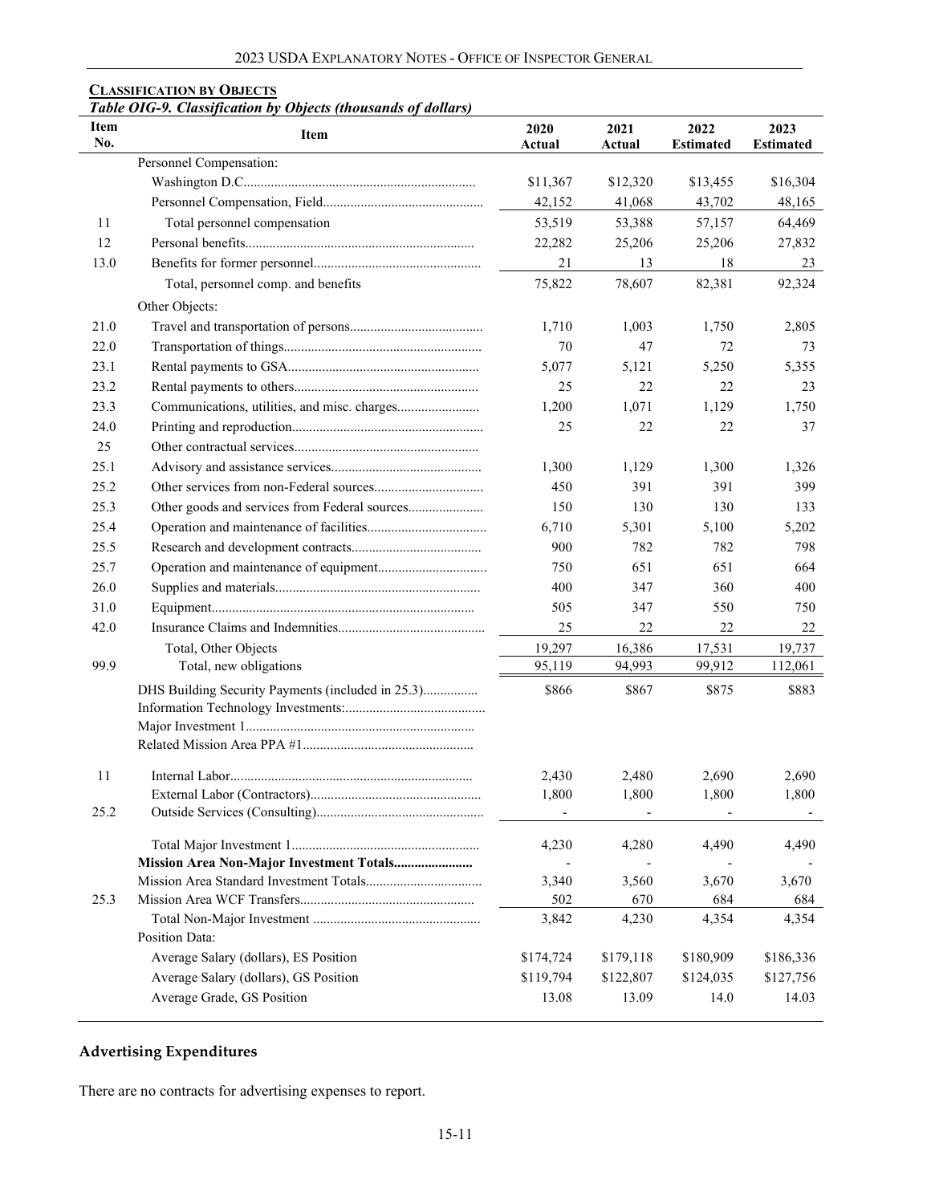**CLASSIFICATION BY OBJECTS**

***Table OIG-9. Classification by Objects (thousands of dollars)***

| Item No. | Item | 2020 Actual | 2021 Actual | 2022 Estimated | 2023 Estimated |
|---|---|---|---|---|---|
| | Personnel Compensation: | | | | |
| | Washington D.C. | $11,367 | $12,320 | $13,455 | $16,304 |
| | Personnel Compensation, Field | 42,152 | 41,068 | 43,702 | 48,165 |
| 11 | Total personnel compensation | 53,519 | 53,388 | 57,157 | 64,469 |
| 12 | Personal benefits | 22,282 | 25,206 | 25,206 | 27,832 |
| 13.0 | Benefits for former personnel | 21 | 13 | 18 | 23 |
| | Total, personnel comp. and benefits | 75,822 | 78,607 | 82,381 | 92,324 |
| | Other Objects: | | | | |
| 21.0 | Travel and transportation of persons | 1,710 | 1,003 | 1,750 | 2,805 |
| 22.0 | Transportation of things | 70 | 47 | 72 | 73 |
| 23.1 | Rental payments to GSA | 5,077 | 5,121 | 5,250 | 5,355 |
| 23.2 | Rental payments to others | 25 | 22 | 22 | 23 |
| 23.3 | Communications, utilities, and misc. charges | 1,200 | 1,071 | 1,129 | 1,750 |
| 24.0 | Printing and reproduction | 25 | 22 | 22 | 37 |
| 25 | Other contractual services | | | | |
| 25.1 | Advisory and assistance services | 1,300 | 1,129 | 1,300 | 1,326 |
| 25.2 | Other services from non-Federal sources | 450 | 391 | 391 | 399 |
| 25.3 | Other goods and services from Federal sources | 150 | 130 | 130 | 133 |
| 25.4 | Operation and maintenance of facilities | 6,710 | 5,301 | 5,100 | 5,202 |
| 25.5 | Research and development contracts | 900 | 782 | 782 | 798 |
| 25.7 | Operation and maintenance of equipment | 750 | 651 | 651 | 664 |
| 26.0 | Supplies and materials | 400 | 347 | 360 | 400 |
| 31.0 | Equipment | 505 | 347 | 550 | 750 |
| 42.0 | Insurance Claims and Indemnities | 25 | 22 | 22 | 22 |
| | Total, Other Objects | 19,297 | 16,386 | 17,531 | 19,737 |
| 99.9 | Total, new obligations | 95,119 | 94,993 | 99,912 | 112,061 |
| | DHS Building Security Payments (included in 25.3) | $866 | $867 | $875 | $883 |
| | Information Technology Investments: | | | | |
| | Major Investment 1 | | | | |
| | Related Mission Area PPA #1 | | | | |
| 11 | Internal Labor | 2,430 | 2,480 | 2,690 | 2,690 |
| | External Labor (Contractors) | 1,800 | 1,800 | 1,800 | 1,800 |
| 25.2 | Outside Services (Consulting) | - | - | - | - |
| | Total Major Investment 1 | 4,230 | 4,280 | 4,490 | 4,490 |
| | **Mission Area Non-Major Investment Totals** | - | - | - | - |
| | Mission Area Standard Investment Totals | 3,340 | 3,560 | 3,670 | 3,670 |
| 25.3 | Mission Area WCF Transfers | 502 | 670 | 684 | 684 |
| | Total Non-Major Investment | 3,842 | 4,230 | 4,354 | 4,354 |
| | Position Data: | | | | |
| | Average Salary (dollars), ES Position | $174,724 | $179,118 | $180,909 | $186,336 |
| | Average Salary (dollars), GS Position | $119,794 | $122,807 | $124,035 | $127,756 |
| | Average Grade, GS Position | 13.08 | 13.09 | 14.0 | 14.03 |

## Advertising Expenditures

There are no contracts for advertising expenses to report.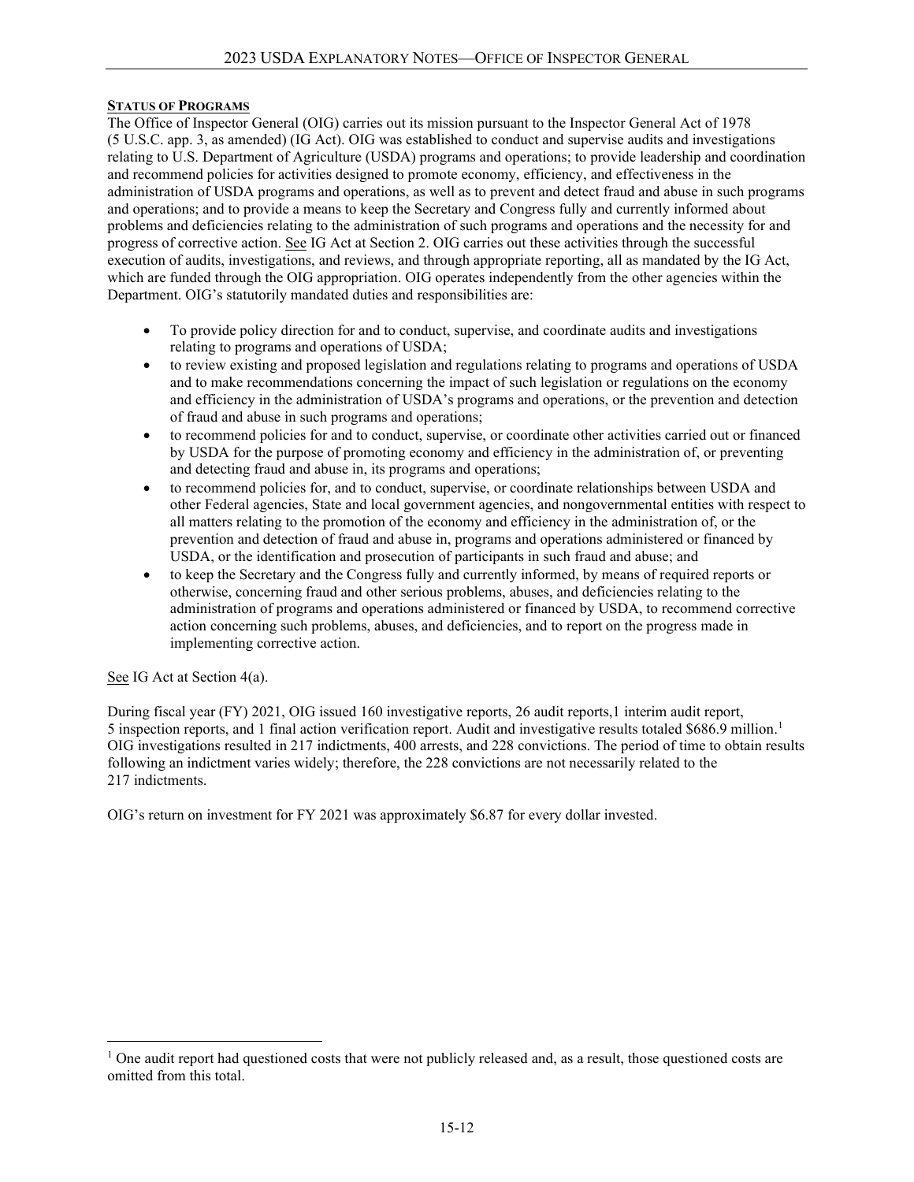**STATUS OF PROGRAMS**

The Office of Inspector General (OIG) carries out its mission pursuant to the Inspector General Act of 1978 (5 U.S.C. app. 3, as amended) (IG Act). OIG was established to conduct and supervise audits and investigations relating to U.S. Department of Agriculture (USDA) programs and operations; to provide leadership and coordination and recommend policies for activities designed to promote economy, efficiency, and effectiveness in the administration of USDA programs and operations, as well as to prevent and detect fraud and abuse in such programs and operations; and to provide a means to keep the Secretary and Congress fully and currently informed about problems and deficiencies relating to the administration of such programs and operations and the necessity for and progress of corrective action. See IG Act at Section 2. OIG carries out these activities through the successful execution of audits, investigations, and reviews, and through appropriate reporting, all as mandated by the IG Act, which are funded through the OIG appropriation. OIG operates independently from the other agencies within the Department. OIG's statutorily mandated duties and responsibilities are:

- To provide policy direction for and to conduct, supervise, and coordinate audits and investigations relating to programs and operations of USDA;
- to review existing and proposed legislation and regulations relating to programs and operations of USDA and to make recommendations concerning the impact of such legislation or regulations on the economy and efficiency in the administration of USDA's programs and operations, or the prevention and detection of fraud and abuse in such programs and operations;
- to recommend policies for and to conduct, supervise, or coordinate other activities carried out or financed by USDA for the purpose of promoting economy and efficiency in the administration of, or preventing and detecting fraud and abuse in, its programs and operations;
- to recommend policies for, and to conduct, supervise, or coordinate relationships between USDA and other Federal agencies, State and local government agencies, and nongovernmental entities with respect to all matters relating to the promotion of the economy and efficiency in the administration of, or the prevention and detection of fraud and abuse in, programs and operations administered or financed by USDA, or the identification and prosecution of participants in such fraud and abuse; and
- to keep the Secretary and the Congress fully and currently informed, by means of required reports or otherwise, concerning fraud and other serious problems, abuses, and deficiencies relating to the administration of programs and operations administered or financed by USDA, to recommend corrective action concerning such problems, abuses, and deficiencies, and to report on the progress made in implementing corrective action.

See IG Act at Section 4(a).

During fiscal year (FY) 2021, OIG issued 160 investigative reports, 26 audit reports,1 interim audit report, 5 inspection reports, and 1 final action verification report. Audit and investigative results totaled $686.9 million.[1] OIG investigations resulted in 217 indictments, 400 arrests, and 228 convictions. The period of time to obtain results following an indictment varies widely; therefore, the 228 convictions are not necessarily related to the 217 indictments.

OIG's return on investment for FY 2021 was approximately $6.87 for every dollar invested.

---

[1] One audit report had questioned costs that were not publicly released and, as a result, those questioned costs are omitted from this total.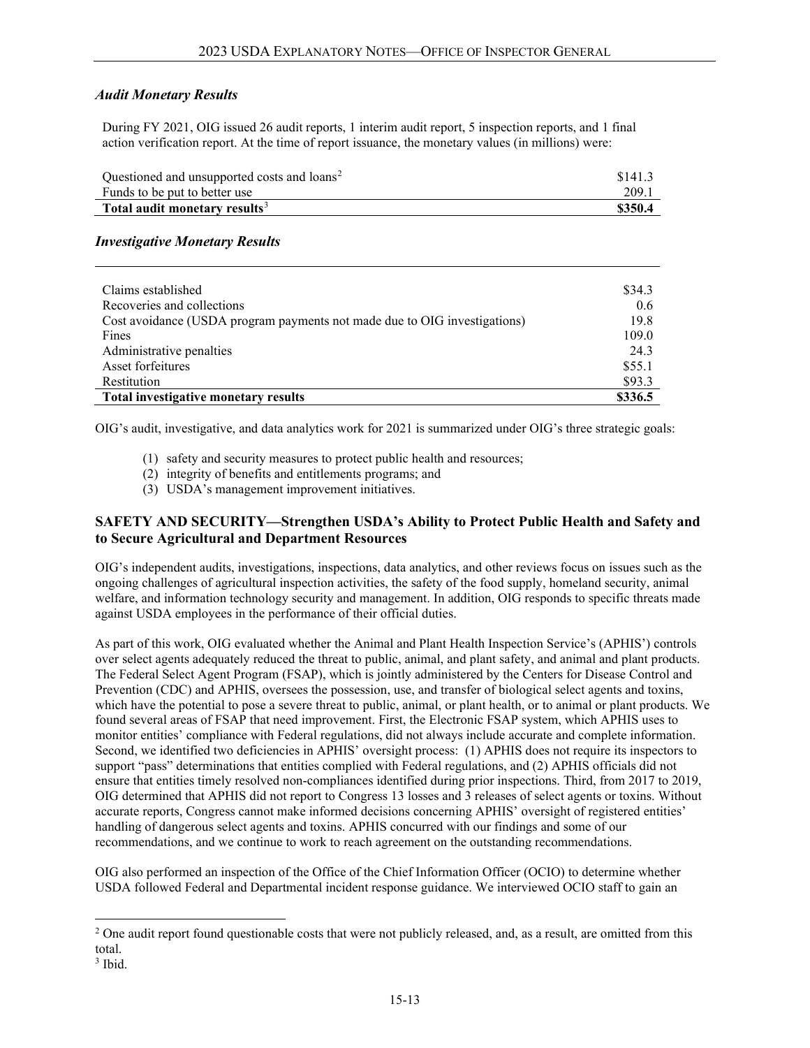### *Audit Monetary Results*

During FY 2021, OIG issued 26 audit reports, 1 interim audit report, 5 inspection reports, and 1 final action verification report. At the time of report issuance, the monetary values (in millions) were:

| | |
|---|---|
| Questioned and unsupported costs and loans[2] | $141.3 |
| Funds to be put to better use | 209.1 |
| **Total audit monetary results**[3] | **$350.4** |

### *Investigative Monetary Results*

| | |
|---|---|
| Claims established | $34.3 |
| Recoveries and collections | 0.6 |
| Cost avoidance (USDA program payments not made due to OIG investigations) | 19.8 |
| Fines | 109.0 |
| Administrative penalties | 24.3 |
| Asset forfeitures | $55.1 |
| Restitution | $93.3 |
| **Total investigative monetary results** | **$336.5** |

OIG's audit, investigative, and data analytics work for 2021 is summarized under OIG's three strategic goals:

(1) safety and security measures to protect public health and resources;
(2) integrity of benefits and entitlements programs; and
(3) USDA's management improvement initiatives.

## SAFETY AND SECURITY—Strengthen USDA's Ability to Protect Public Health and Safety and to Secure Agricultural and Department Resources

OIG's independent audits, investigations, inspections, data analytics, and other reviews focus on issues such as the ongoing challenges of agricultural inspection activities, the safety of the food supply, homeland security, animal welfare, and information technology security and management. In addition, OIG responds to specific threats made against USDA employees in the performance of their official duties.

As part of this work, OIG evaluated whether the Animal and Plant Health Inspection Service's (APHIS') controls over select agents adequately reduced the threat to public, animal, and plant safety, and animal and plant products. The Federal Select Agent Program (FSAP), which is jointly administered by the Centers for Disease Control and Prevention (CDC) and APHIS, oversees the possession, use, and transfer of biological select agents and toxins, which have the potential to pose a severe threat to public, animal, or plant health, or to animal or plant products. We found several areas of FSAP that need improvement. First, the Electronic FSAP system, which APHIS uses to monitor entities' compliance with Federal regulations, did not always include accurate and complete information. Second, we identified two deficiencies in APHIS' oversight process: (1) APHIS does not require its inspectors to support "pass" determinations that entities complied with Federal regulations, and (2) APHIS officials did not ensure that entities timely resolved non-compliances identified during prior inspections. Third, from 2017 to 2019, OIG determined that APHIS did not report to Congress 13 losses and 3 releases of select agents or toxins. Without accurate reports, Congress cannot make informed decisions concerning APHIS' oversight of registered entities' handling of dangerous select agents and toxins. APHIS concurred with our findings and some of our recommendations, and we continue to work to reach agreement on the outstanding recommendations.

OIG also performed an inspection of the Office of the Chief Information Officer (OCIO) to determine whether USDA followed Federal and Departmental incident response guidance. We interviewed OCIO staff to gain an

---

[2] One audit report found questionable costs that were not publicly released, and, as a result, are omitted from this total.

[3] Ibid.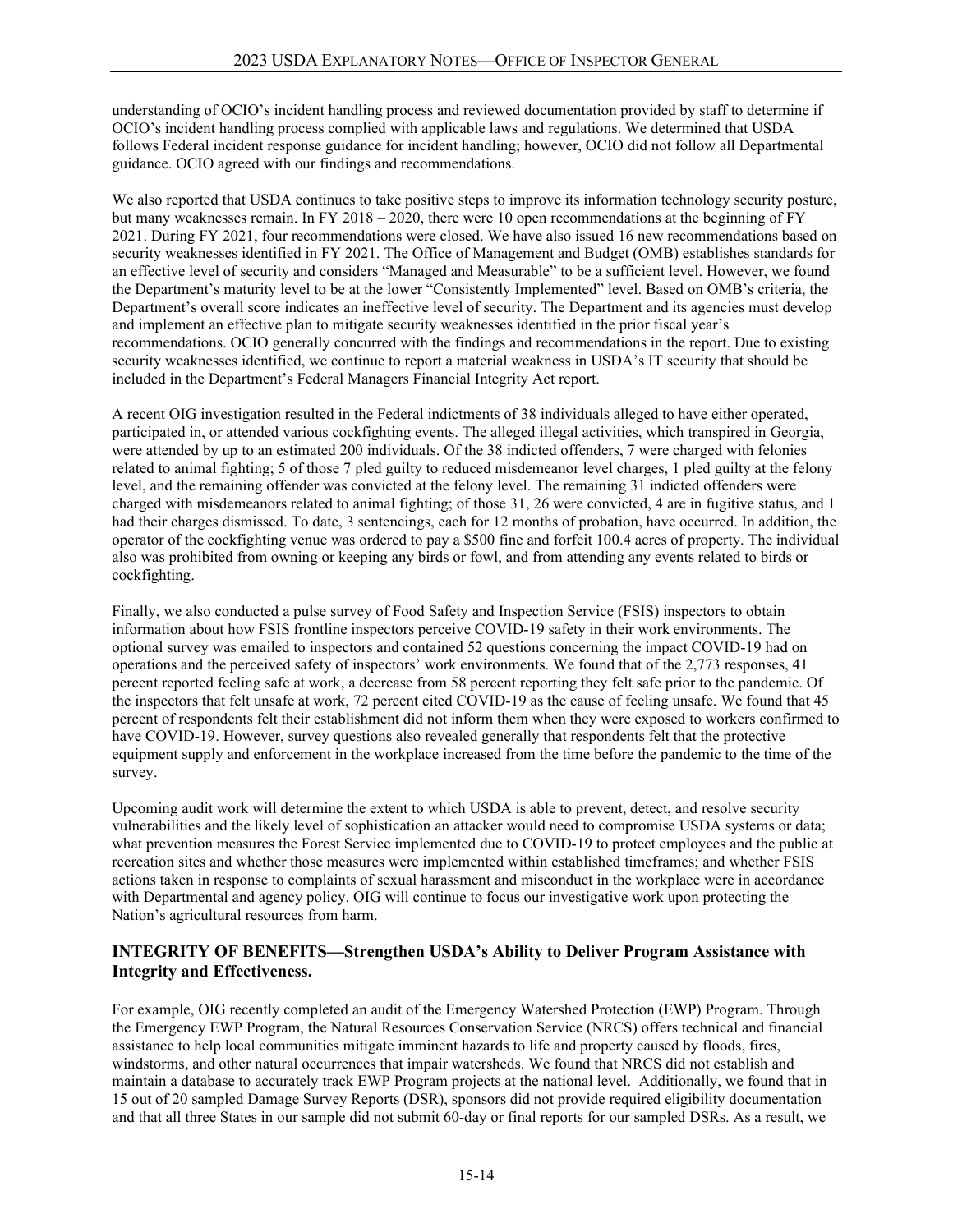understanding of OCIO's incident handling process and reviewed documentation provided by staff to determine if OCIO's incident handling process complied with applicable laws and regulations. We determined that USDA follows Federal incident response guidance for incident handling; however, OCIO did not follow all Departmental guidance. OCIO agreed with our findings and recommendations.

We also reported that USDA continues to take positive steps to improve its information technology security posture, but many weaknesses remain. In FY 2018 – 2020, there were 10 open recommendations at the beginning of FY 2021. During FY 2021, four recommendations were closed. We have also issued 16 new recommendations based on security weaknesses identified in FY 2021. The Office of Management and Budget (OMB) establishes standards for an effective level of security and considers "Managed and Measurable" to be a sufficient level. However, we found the Department's maturity level to be at the lower "Consistently Implemented" level. Based on OMB's criteria, the Department's overall score indicates an ineffective level of security. The Department and its agencies must develop and implement an effective plan to mitigate security weaknesses identified in the prior fiscal year's recommendations. OCIO generally concurred with the findings and recommendations in the report. Due to existing security weaknesses identified, we continue to report a material weakness in USDA's IT security that should be included in the Department's Federal Managers Financial Integrity Act report.

A recent OIG investigation resulted in the Federal indictments of 38 individuals alleged to have either operated, participated in, or attended various cockfighting events. The alleged illegal activities, which transpired in Georgia, were attended by up to an estimated 200 individuals. Of the 38 indicted offenders, 7 were charged with felonies related to animal fighting; 5 of those 7 pled guilty to reduced misdemeanor level charges, 1 pled guilty at the felony level, and the remaining offender was convicted at the felony level. The remaining 31 indicted offenders were charged with misdemeanors related to animal fighting; of those 31, 26 were convicted, 4 are in fugitive status, and 1 had their charges dismissed. To date, 3 sentencings, each for 12 months of probation, have occurred. In addition, the operator of the cockfighting venue was ordered to pay a $500 fine and forfeit 100.4 acres of property. The individual also was prohibited from owning or keeping any birds or fowl, and from attending any events related to birds or cockfighting.

Finally, we also conducted a pulse survey of Food Safety and Inspection Service (FSIS) inspectors to obtain information about how FSIS frontline inspectors perceive COVID-19 safety in their work environments. The optional survey was emailed to inspectors and contained 52 questions concerning the impact COVID-19 had on operations and the perceived safety of inspectors' work environments. We found that of the 2,773 responses, 41 percent reported feeling safe at work, a decrease from 58 percent reporting they felt safe prior to the pandemic. Of the inspectors that felt unsafe at work, 72 percent cited COVID-19 as the cause of feeling unsafe. We found that 45 percent of respondents felt their establishment did not inform them when they were exposed to workers confirmed to have COVID-19. However, survey questions also revealed generally that respondents felt that the protective equipment supply and enforcement in the workplace increased from the time before the pandemic to the time of the survey.

Upcoming audit work will determine the extent to which USDA is able to prevent, detect, and resolve security vulnerabilities and the likely level of sophistication an attacker would need to compromise USDA systems or data; what prevention measures the Forest Service implemented due to COVID-19 to protect employees and the public at recreation sites and whether those measures were implemented within established timeframes; and whether FSIS actions taken in response to complaints of sexual harassment and misconduct in the workplace were in accordance with Departmental and agency policy. OIG will continue to focus our investigative work upon protecting the Nation's agricultural resources from harm.

### INTEGRITY OF BENEFITS—Strengthen USDA's Ability to Deliver Program Assistance with Integrity and Effectiveness.

For example, OIG recently completed an audit of the Emergency Watershed Protection (EWP) Program. Through the Emergency EWP Program, the Natural Resources Conservation Service (NRCS) offers technical and financial assistance to help local communities mitigate imminent hazards to life and property caused by floods, fires, windstorms, and other natural occurrences that impair watersheds. We found that NRCS did not establish and maintain a database to accurately track EWP Program projects at the national level. Additionally, we found that in 15 out of 20 sampled Damage Survey Reports (DSR), sponsors did not provide required eligibility documentation and that all three States in our sample did not submit 60-day or final reports for our sampled DSRs. As a result, we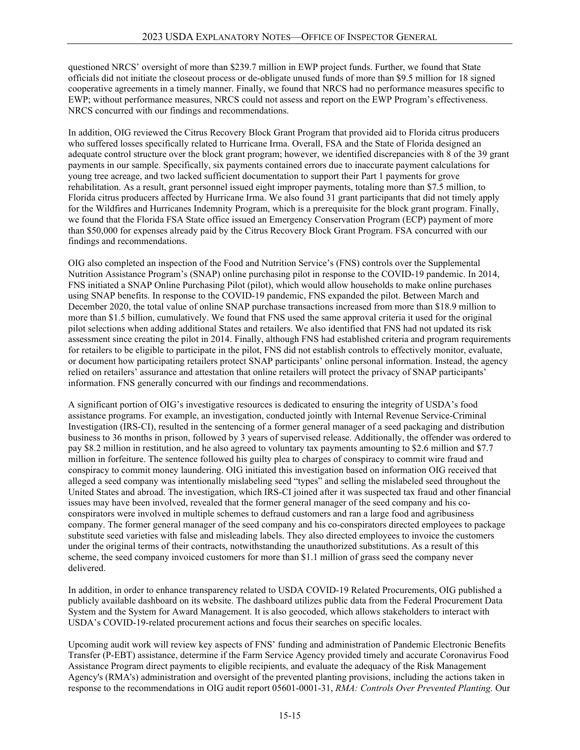questioned NRCS' oversight of more than $239.7 million in EWP project funds. Further, we found that State officials did not initiate the closeout process or de-obligate unused funds of more than $9.5 million for 18 signed cooperative agreements in a timely manner. Finally, we found that NRCS had no performance measures specific to EWP; without performance measures, NRCS could not assess and report on the EWP Program's effectiveness. NRCS concurred with our findings and recommendations.

In addition, OIG reviewed the Citrus Recovery Block Grant Program that provided aid to Florida citrus producers who suffered losses specifically related to Hurricane Irma. Overall, FSA and the State of Florida designed an adequate control structure over the block grant program; however, we identified discrepancies with 8 of the 39 grant payments in our sample. Specifically, six payments contained errors due to inaccurate payment calculations for young tree acreage, and two lacked sufficient documentation to support their Part 1 payments for grove rehabilitation. As a result, grant personnel issued eight improper payments, totaling more than $7.5 million, to Florida citrus producers affected by Hurricane Irma. We also found 31 grant participants that did not timely apply for the Wildfires and Hurricanes Indemnity Program, which is a prerequisite for the block grant program. Finally, we found that the Florida FSA State office issued an Emergency Conservation Program (ECP) payment of more than $50,000 for expenses already paid by the Citrus Recovery Block Grant Program. FSA concurred with our findings and recommendations.

OIG also completed an inspection of the Food and Nutrition Service's (FNS) controls over the Supplemental Nutrition Assistance Program's (SNAP) online purchasing pilot in response to the COVID-19 pandemic. In 2014, FNS initiated a SNAP Online Purchasing Pilot (pilot), which would allow households to make online purchases using SNAP benefits. In response to the COVID-19 pandemic, FNS expanded the pilot. Between March and December 2020, the total value of online SNAP purchase transactions increased from more than $18.9 million to more than $1.5 billion, cumulatively. We found that FNS used the same approval criteria it used for the original pilot selections when adding additional States and retailers. We also identified that FNS had not updated its risk assessment since creating the pilot in 2014. Finally, although FNS had established criteria and program requirements for retailers to be eligible to participate in the pilot, FNS did not establish controls to effectively monitor, evaluate, or document how participating retailers protect SNAP participants' online personal information. Instead, the agency relied on retailers' assurance and attestation that online retailers will protect the privacy of SNAP participants' information. FNS generally concurred with our findings and recommendations.

A significant portion of OIG's investigative resources is dedicated to ensuring the integrity of USDA's food assistance programs. For example, an investigation, conducted jointly with Internal Revenue Service-Criminal Investigation (IRS-CI), resulted in the sentencing of a former general manager of a seed packaging and distribution business to 36 months in prison, followed by 3 years of supervised release. Additionally, the offender was ordered to pay $8.2 million in restitution, and he also agreed to voluntary tax payments amounting to $2.6 million and $7.7 million in forfeiture. The sentence followed his guilty plea to charges of conspiracy to commit wire fraud and conspiracy to commit money laundering. OIG initiated this investigation based on information OIG received that alleged a seed company was intentionally mislabeling seed "types" and selling the mislabeled seed throughout the United States and abroad. The investigation, which IRS-CI joined after it was suspected tax fraud and other financial issues may have been involved, revealed that the former general manager of the seed company and his co-conspirators were involved in multiple schemes to defraud customers and ran a large food and agribusiness company. The former general manager of the seed company and his co-conspirators directed employees to package substitute seed varieties with false and misleading labels. They also directed employees to invoice the customers under the original terms of their contracts, notwithstanding the unauthorized substitutions. As a result of this scheme, the seed company invoiced customers for more than $1.1 million of grass seed the company never delivered.

In addition, in order to enhance transparency related to USDA COVID-19 Related Procurements, OIG published a publicly available dashboard on its website. The dashboard utilizes public data from the Federal Procurement Data System and the System for Award Management. It is also geocoded, which allows stakeholders to interact with USDA's COVID-19-related procurement actions and focus their searches on specific locales.

Upcoming audit work will review key aspects of FNS' funding and administration of Pandemic Electronic Benefits Transfer (P-EBT) assistance, determine if the Farm Service Agency provided timely and accurate Coronavirus Food Assistance Program direct payments to eligible recipients, and evaluate the adequacy of the Risk Management Agency's (RMA's) administration and oversight of the prevented planting provisions, including the actions taken in response to the recommendations in OIG audit report 05601-0001-31, *RMA: Controls Over Prevented Planting.* Our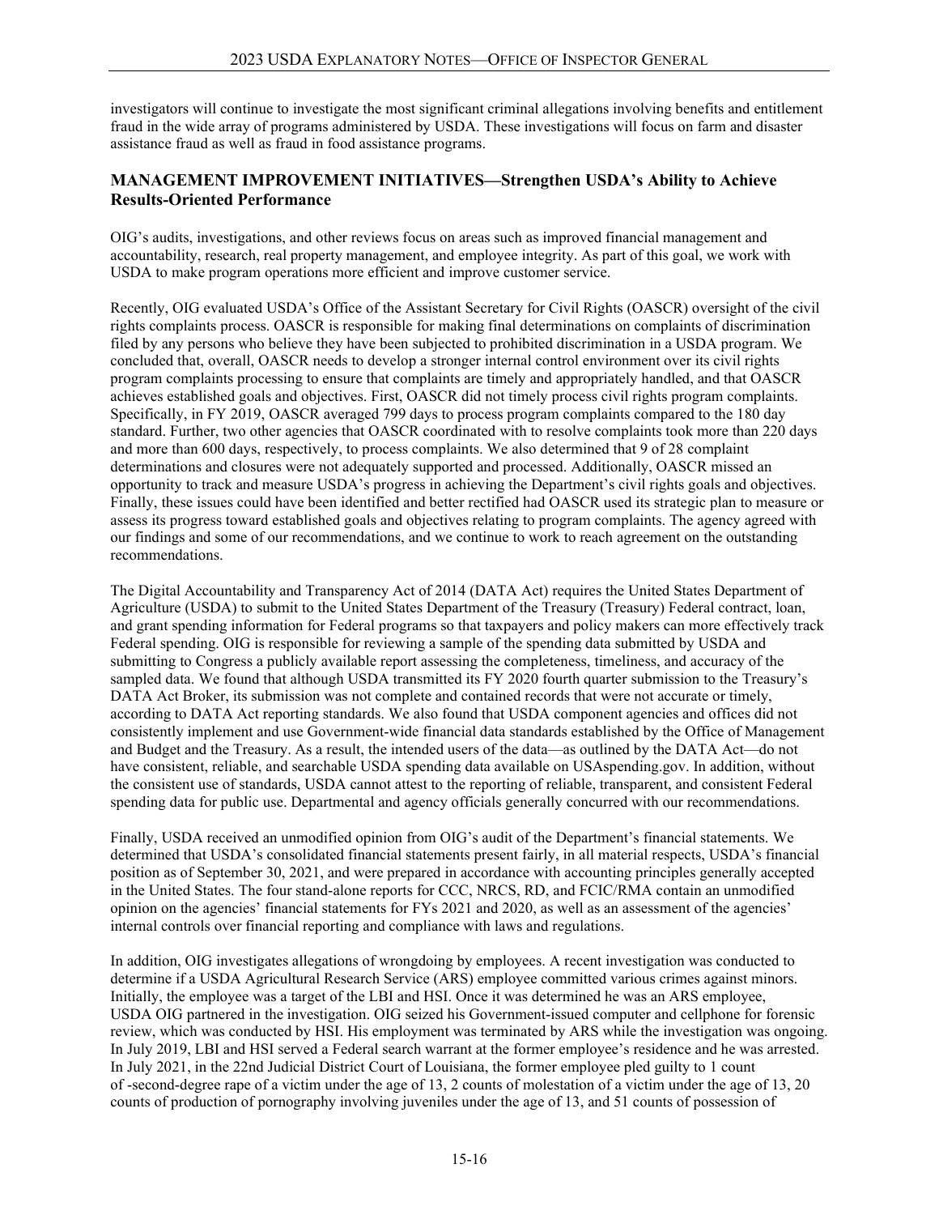investigators will continue to investigate the most significant criminal allegations involving benefits and entitlement fraud in the wide array of programs administered by USDA. These investigations will focus on farm and disaster assistance fraud as well as fraud in food assistance programs.

## MANAGEMENT IMPROVEMENT INITIATIVES—Strengthen USDA's Ability to Achieve Results-Oriented Performance

OIG's audits, investigations, and other reviews focus on areas such as improved financial management and accountability, research, real property management, and employee integrity. As part of this goal, we work with USDA to make program operations more efficient and improve customer service.

Recently, OIG evaluated USDA's Office of the Assistant Secretary for Civil Rights (OASCR) oversight of the civil rights complaints process. OASCR is responsible for making final determinations on complaints of discrimination filed by any persons who believe they have been subjected to prohibited discrimination in a USDA program. We concluded that, overall, OASCR needs to develop a stronger internal control environment over its civil rights program complaints processing to ensure that complaints are timely and appropriately handled, and that OASCR achieves established goals and objectives. First, OASCR did not timely process civil rights program complaints. Specifically, in FY 2019, OASCR averaged 799 days to process program complaints compared to the 180 day standard. Further, two other agencies that OASCR coordinated with to resolve complaints took more than 220 days and more than 600 days, respectively, to process complaints. We also determined that 9 of 28 complaint determinations and closures were not adequately supported and processed. Additionally, OASCR missed an opportunity to track and measure USDA's progress in achieving the Department's civil rights goals and objectives. Finally, these issues could have been identified and better rectified had OASCR used its strategic plan to measure or assess its progress toward established goals and objectives relating to program complaints. The agency agreed with our findings and some of our recommendations, and we continue to work to reach agreement on the outstanding recommendations.

The Digital Accountability and Transparency Act of 2014 (DATA Act) requires the United States Department of Agriculture (USDA) to submit to the United States Department of the Treasury (Treasury) Federal contract, loan, and grant spending information for Federal programs so that taxpayers and policy makers can more effectively track Federal spending. OIG is responsible for reviewing a sample of the spending data submitted by USDA and submitting to Congress a publicly available report assessing the completeness, timeliness, and accuracy of the sampled data. We found that although USDA transmitted its FY 2020 fourth quarter submission to the Treasury's DATA Act Broker, its submission was not complete and contained records that were not accurate or timely, according to DATA Act reporting standards. We also found that USDA component agencies and offices did not consistently implement and use Government-wide financial data standards established by the Office of Management and Budget and the Treasury. As a result, the intended users of the data—as outlined by the DATA Act—do not have consistent, reliable, and searchable USDA spending data available on USAspending.gov. In addition, without the consistent use of standards, USDA cannot attest to the reporting of reliable, transparent, and consistent Federal spending data for public use. Departmental and agency officials generally concurred with our recommendations.

Finally, USDA received an unmodified opinion from OIG's audit of the Department's financial statements. We determined that USDA's consolidated financial statements present fairly, in all material respects, USDA's financial position as of September 30, 2021, and were prepared in accordance with accounting principles generally accepted in the United States. The four stand-alone reports for CCC, NRCS, RD, and FCIC/RMA contain an unmodified opinion on the agencies' financial statements for FYs 2021 and 2020, as well as an assessment of the agencies' internal controls over financial reporting and compliance with laws and regulations.

In addition, OIG investigates allegations of wrongdoing by employees. A recent investigation was conducted to determine if a USDA Agricultural Research Service (ARS) employee committed various crimes against minors. Initially, the employee was a target of the LBI and HSI. Once it was determined he was an ARS employee, USDA OIG partnered in the investigation. OIG seized his Government-issued computer and cellphone for forensic review, which was conducted by HSI. His employment was terminated by ARS while the investigation was ongoing. In July 2019, LBI and HSI served a Federal search warrant at the former employee's residence and he was arrested. In July 2021, in the 22nd Judicial District Court of Louisiana, the former employee pled guilty to 1 count of -second-degree rape of a victim under the age of 13, 2 counts of molestation of a victim under the age of 13, 20 counts of production of pornography involving juveniles under the age of 13, and 51 counts of possession of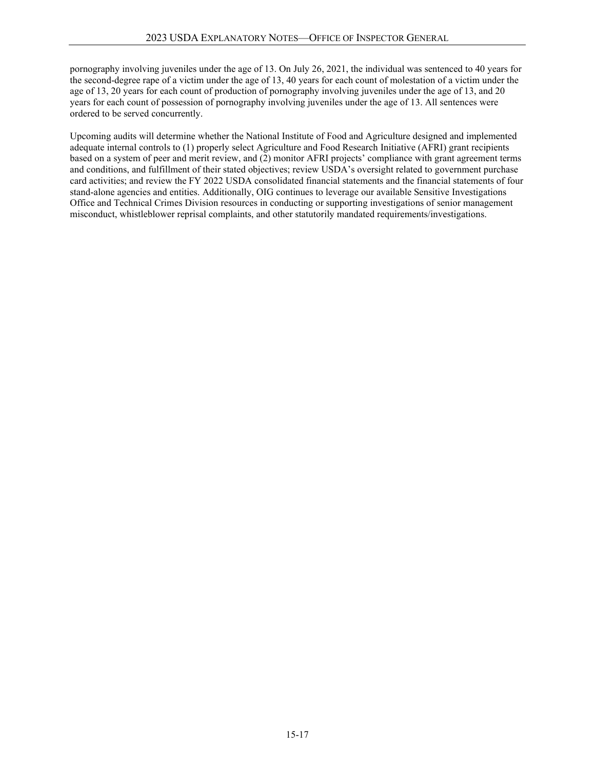pornography involving juveniles under the age of 13. On July 26, 2021, the individual was sentenced to 40 years for the second-degree rape of a victim under the age of 13, 40 years for each count of molestation of a victim under the age of 13, 20 years for each count of production of pornography involving juveniles under the age of 13, and 20 years for each count of possession of pornography involving juveniles under the age of 13. All sentences were ordered to be served concurrently.

Upcoming audits will determine whether the National Institute of Food and Agriculture designed and implemented adequate internal controls to (1) properly select Agriculture and Food Research Initiative (AFRI) grant recipients based on a system of peer and merit review, and (2) monitor AFRI projects' compliance with grant agreement terms and conditions, and fulfillment of their stated objectives; review USDA's oversight related to government purchase card activities; and review the FY 2022 USDA consolidated financial statements and the financial statements of four stand-alone agencies and entities. Additionally, OIG continues to leverage our available Sensitive Investigations Office and Technical Crimes Division resources in conducting or supporting investigations of senior management misconduct, whistleblower reprisal complaints, and other statutorily mandated requirements/investigations.